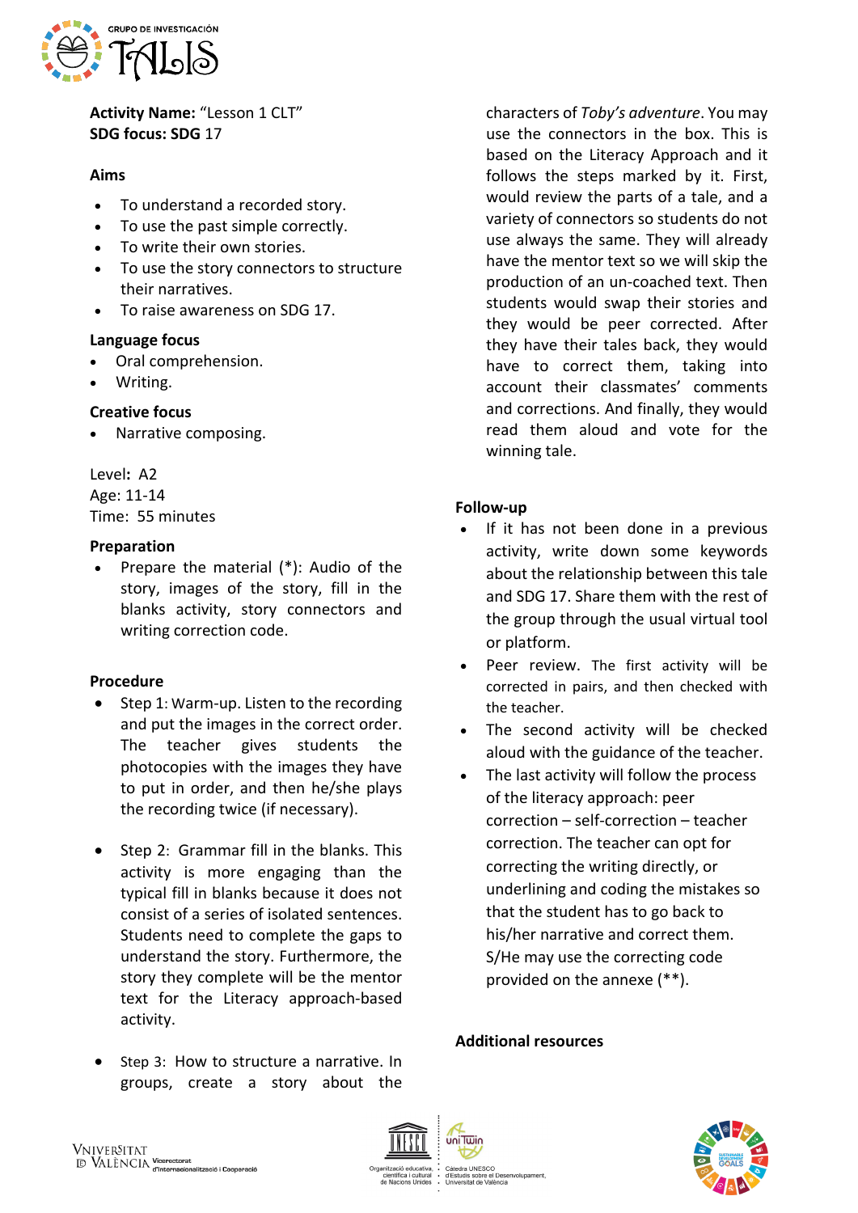**Activity Name:** "Lesson 1 CLT"
**SDG focus: SDG** 17

**Aims**

- To understand a recorded story.
- To use the past simple correctly.
- To write their own stories.
- To use the story connectors to structure their narratives.
- To raise awareness on SDG 17.

**Language focus**

- Oral comprehension.
- Writing.

**Creative focus**

- Narrative composing.

Level**:** A2
Age: 11-14
Time: 55 minutes

**Preparation**

- Prepare the material (*): Audio of the story, images of the story, fill in the blanks activity, story connectors and writing correction code.

**Procedure**

- Step 1: Warm-up. Listen to the recording and put the images in the correct order. The teacher gives students the photocopies with the images they have to put in order, and then he/she plays the recording twice (if necessary).

- Step 2: Grammar fill in the blanks. This activity is more engaging than the typical fill in blanks because it does not consist of a series of isolated sentences. Students need to complete the gaps to understand the story. Furthermore, the story they complete will be the mentor text for the Literacy approach-based activity.

- Step 3: How to structure a narrative. In groups, create a story about the characters of *Toby's adventure*. You may use the connectors in the box. This is based on the Literacy Approach and it follows the steps marked by it. First, would review the parts of a tale, and a variety of connectors so students do not use always the same. They will already have the mentor text so we will skip the production of an un-coached text. Then students would swap their stories and they would be peer corrected. After they have their tales back, they would have to correct them, taking into account their classmates' comments and corrections. And finally, they would read them aloud and vote for the winning tale.

**Follow-up**

- If it has not been done in a previous activity, write down some keywords about the relationship between this tale and SDG 17. Share them with the rest of the group through the usual virtual tool or platform.
- Peer review. The first activity will be corrected in pairs, and then checked with the teacher.
- The second activity will be checked aloud with the guidance of the teacher.
- The last activity will follow the process of the literacy approach: peer correction – self-correction – teacher correction. The teacher can opt for correcting the writing directly, or underlining and coding the mistakes so that the student has to go back to his/her narrative and correct them. S/He may use the correcting code provided on the annexe (**).

**Additional resources**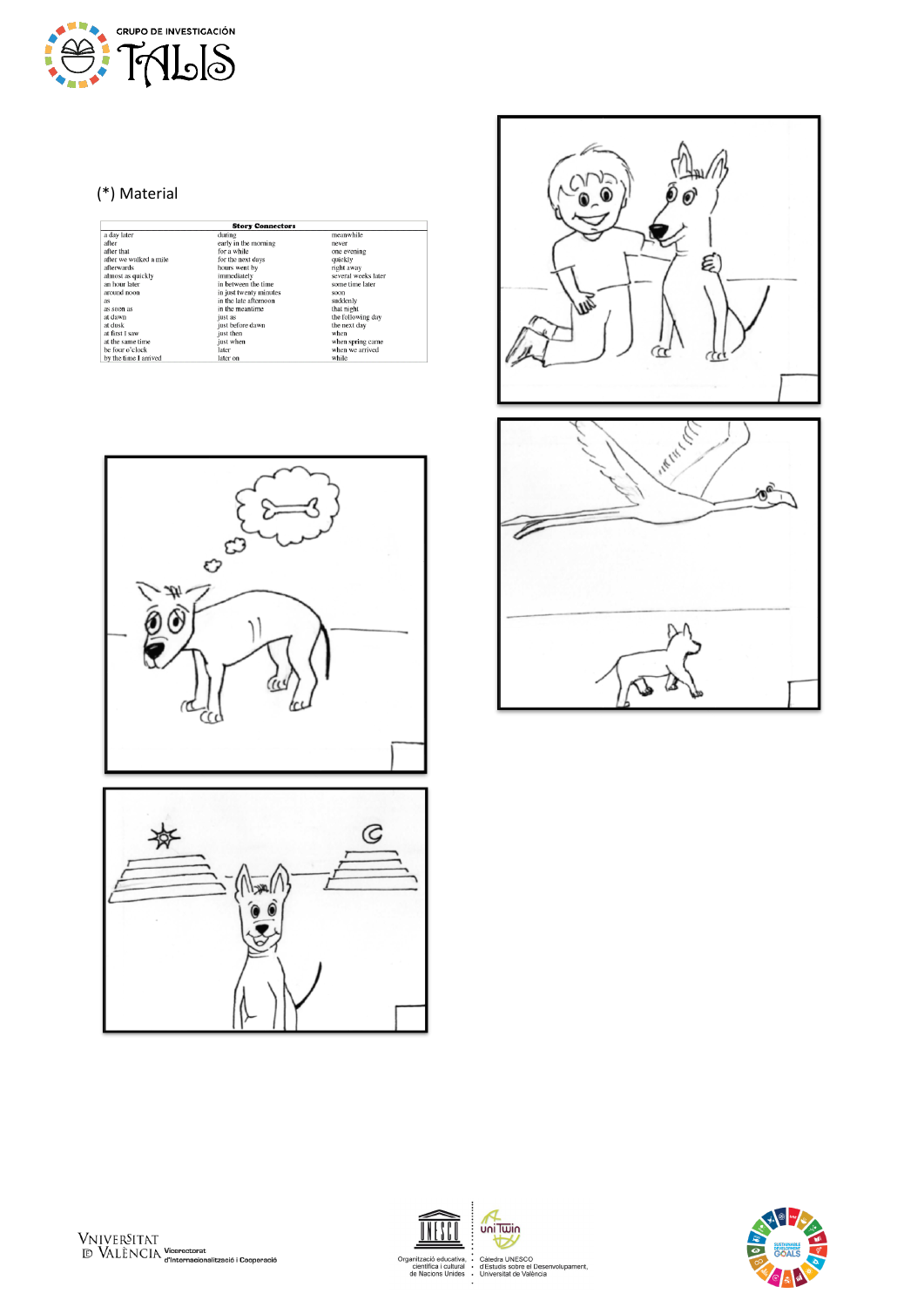(*) Material

| Story Connectors | | |
|---|---|---|
| a day later | during | meanwhile |
| after | early in the morning | never |
| after that | for a while | one evening |
| after we walked a mile | for the next days | quickly |
| afterwards | hours went by | right away |
| almost as quickly | immediately | several weeks later |
| an hour later | in between the time | some time later |
| around noon | in just twenty minutes | soon |
| as | in the late afternoon | suddenly |
| as soon as | in the meantime | that night |
| at dawn | just as | the following day |
| at dusk | just before dawn | the next day |
| at first I saw | just then | when |
| at the same time | just when | when spring came |
| be four o'clock | later | when we arrived |
| by the time I arrived | later on | while |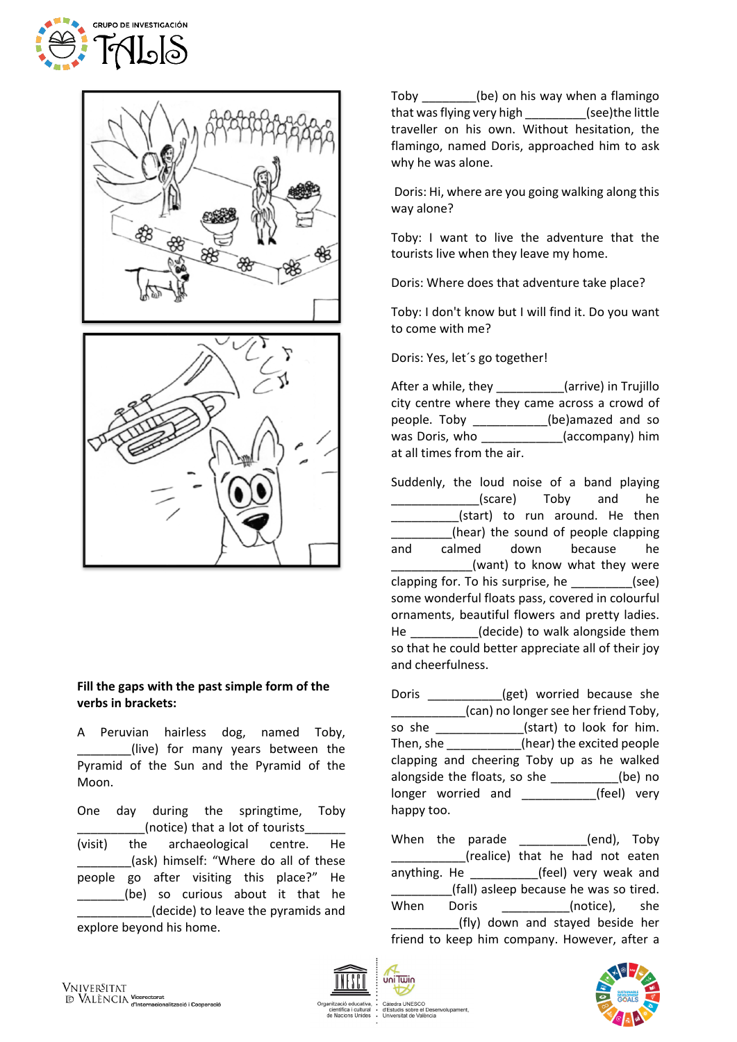**Fill the gaps with the past simple form of the verbs in brackets:**

A Peruvian hairless dog, named Toby, ________(live) for many years between the Pyramid of the Sun and the Pyramid of the Moon.

One day during the springtime, Toby __________(notice) that a lot of tourists______ (visit) the archaeological centre. He ________(ask) himself: "Where do all of these people go after visiting this place?" He _______(be) so curious about it that he ___________(decide) to leave the pyramids and explore beyond his home.

Toby ________(be) on his way when a flamingo that was flying very high _________(see)the little traveller on his own. Without hesitation, the flamingo, named Doris, approached him to ask why he was alone.

Doris: Hi, where are you going walking along this way alone?

Toby: I want to live the adventure that the tourists live when they leave my home.

Doris: Where does that adventure take place?

Toby: I don't know but I will find it. Do you want to come with me?

Doris: Yes, let´s go together!

After a while, they __________(arrive) in Trujillo city centre where they came across a crowd of people. Toby ___________(be)amazed and so was Doris, who ____________(accompany) him at all times from the air.

Suddenly, the loud noise of a band playing _____________(scare) Toby and he __________(start) to run around. He then _________(hear) the sound of people clapping and calmed down because he ____________(want) to know what they were clapping for. To his surprise, he _________(see) some wonderful floats pass, covered in colourful ornaments, beautiful flowers and pretty ladies. He __________(decide) to walk alongside them so that he could better appreciate all of their joy and cheerfulness.

Doris ___________(get) worried because she ___________(can) no longer see her friend Toby, so she _____________(start) to look for him. Then, she ____________(hear) the excited people clapping and cheering Toby up as he walked alongside the floats, so she __________(be) no longer worried and ___________(feel) very happy too.

When the parade __________(end), Toby ___________(realice) that he had not eaten anything. He __________(feel) very weak and _________(fall) asleep because he was so tired. When Doris __________(notice), she __________(fly) down and stayed beside her friend to keep him company. However, after a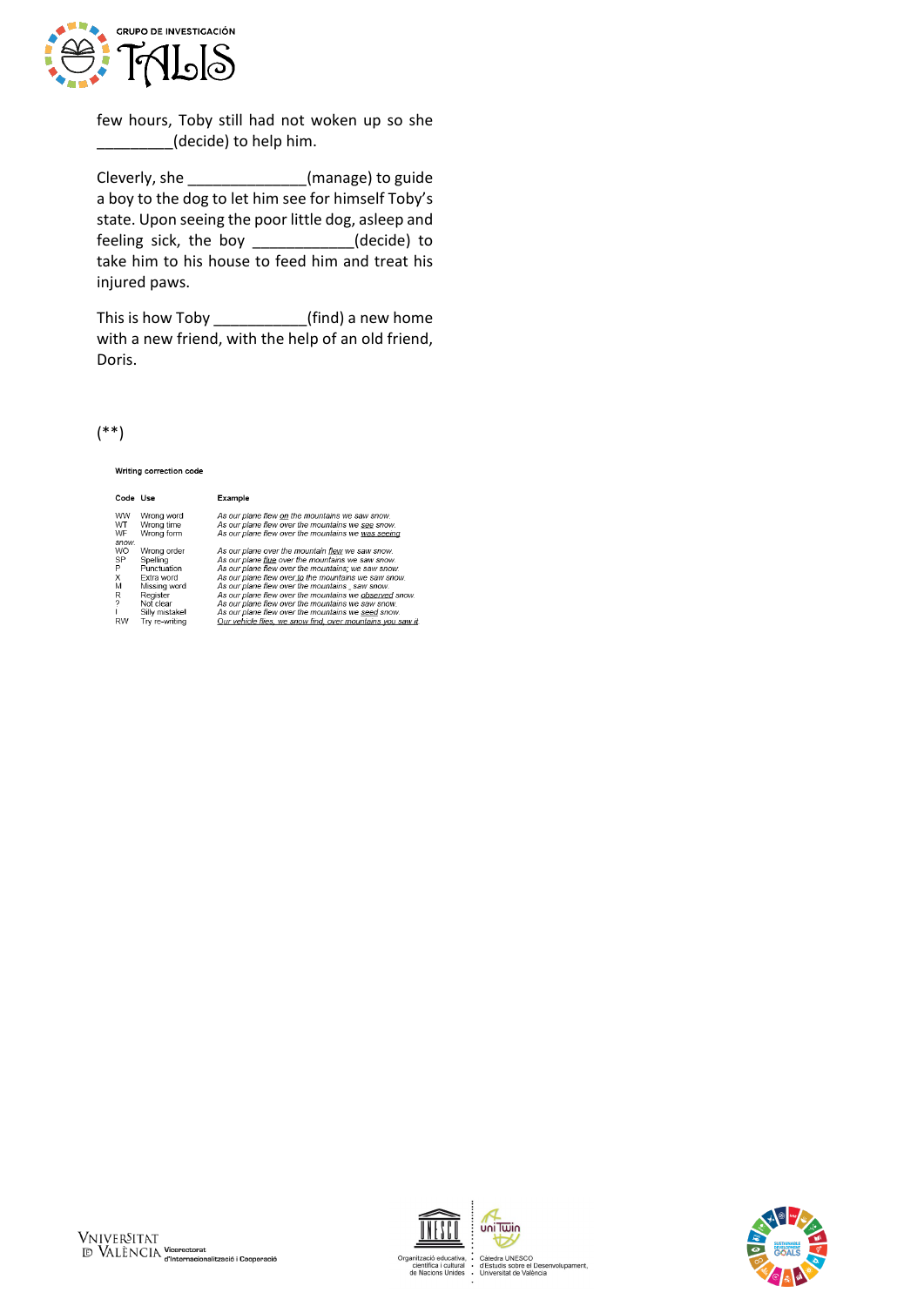few hours, Toby still had not woken up so she _________(decide) to help him.

Cleverly, she ______________(manage) to guide a boy to the dog to let him see for himself Toby's state. Upon seeing the poor little dog, asleep and feeling sick, the boy ____________(decide) to take him to his house to feed him and treat his injured paws.

This is how Toby ___________(find) a new home with a new friend, with the help of an old friend, Doris.

(**)

**Writing correction code**

| Code | Use | Example |
|---|---|---|
| WW | Wrong word | *As our plane flew on the mountains we saw snow.* |
| WT | Wrong time | *As our plane flew over the mountains we see snow.* |
| WF | Wrong form | *As our plane flew over the mountains we was seeing snow.* |
| WO | Wrong order | *As our plane over the mountain flew we saw snow.* |
| SP | Spelling | *As our plane flue over the mountains we saw snow.* |
| P | Punctuation | *As our plane flew over the mountains; we saw snow.* |
| X | Extra word | *As our plane flew over to the mountains we saw snow.* |
| M | Missing word | *As our plane flew over the mountains _ saw snow.* |
| R | Register | *As our plane flew over the mountains we observed snow.* |
| ? | Not clear | *As our plane flew over the mountains we saw snow.* |
| ! | Silly mistake! | *As our plane flew over the mountains we seed snow.* |
| RW | Try re-writing | *Our vehicle flies, we snow find, over mountains you saw it.* |